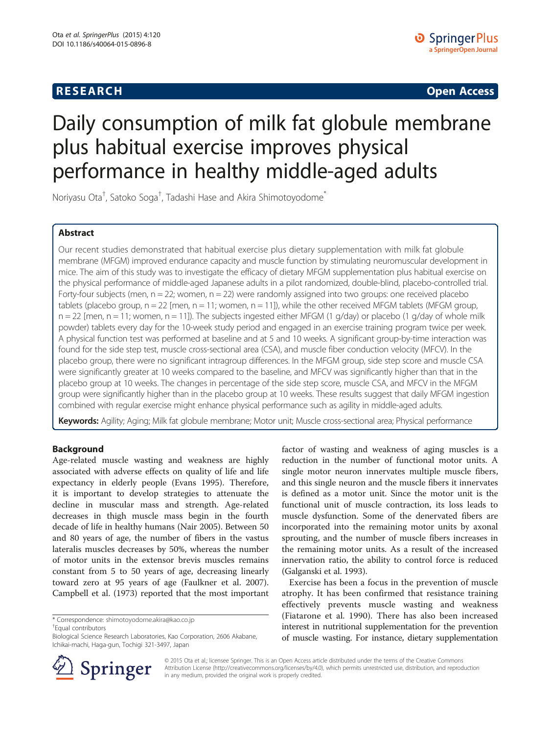**RESEARCH** **Open Access**

# Daily consumption of milk fat globule membrane plus habitual exercise improves physical performance in healthy middle-aged adults

Noriyasu Ota[†], Satoko Soga[†], Tadashi Hase and Akira Shimotoyodome[*]

## Abstract

Our recent studies demonstrated that habitual exercise plus dietary supplementation with milk fat globule membrane (MFGM) improved endurance capacity and muscle function by stimulating neuromuscular development in mice. The aim of this study was to investigate the efficacy of dietary MFGM supplementation plus habitual exercise on the physical performance of middle-aged Japanese adults in a pilot randomized, double-blind, placebo-controlled trial. Forty-four subjects (men, n = 22; women, n = 22) were randomly assigned into two groups: one received placebo tablets (placebo group, n = 22 [men, n = 11; women, n = 11]), while the other received MFGM tablets (MFGM group, n = 22 [men, n = 11; women, n = 11]). The subjects ingested either MFGM (1 g/day) or placebo (1 g/day of whole milk powder) tablets every day for the 10-week study period and engaged in an exercise training program twice per week. A physical function test was performed at baseline and at 5 and 10 weeks. A significant group-by-time interaction was found for the side step test, muscle cross-sectional area (CSA), and muscle fiber conduction velocity (MFCV). In the placebo group, there were no significant intragroup differences. In the MFGM group, side step score and muscle CSA were significantly greater at 10 weeks compared to the baseline, and MFCV was significantly higher than that in the placebo group at 10 weeks. The changes in percentage of the side step score, muscle CSA, and MFCV in the MFGM group were significantly higher than in the placebo group at 10 weeks. These results suggest that daily MFGM ingestion combined with regular exercise might enhance physical performance such as agility in middle-aged adults.

**Keywords:** Agility; Aging; Milk fat globule membrane; Motor unit; Muscle cross-sectional area; Physical performance

## Background

Age-related muscle wasting and weakness are highly associated with adverse effects on quality of life and life expectancy in elderly people (Evans 1995). Therefore, it is important to develop strategies to attenuate the decline in muscular mass and strength. Age-related decreases in thigh muscle mass begin in the fourth decade of life in healthy humans (Nair 2005). Between 50 and 80 years of age, the number of fibers in the vastus lateralis muscles decreases by 50%, whereas the number of motor units in the extensor brevis muscles remains constant from 5 to 50 years of age, decreasing linearly toward zero at 95 years of age (Faulkner et al. 2007). Campbell et al. (1973) reported that the most important factor of wasting and weakness of aging muscles is a reduction in the number of functional motor units. A single motor neuron innervates multiple muscle fibers, and this single neuron and the muscle fibers it innervates is defined as a motor unit. Since the motor unit is the functional unit of muscle contraction, its loss leads to muscle dysfunction. Some of the denervated fibers are incorporated into the remaining motor units by axonal sprouting, and the number of muscle fibers increases in the remaining motor units. As a result of the increased innervation ratio, the ability to control force is reduced (Galganski et al. 1993).

Exercise has been a focus in the prevention of muscle atrophy. It has been confirmed that resistance training effectively prevents muscle wasting and weakness (Fiatarone et al. 1990). There has also been increased interest in nutritional supplementation for the prevention of muscle wasting. For instance, dietary supplementation

\* Correspondence: shimotoyodome.akira@kao.co.jp
[†]Equal contributors
Biological Science Research Laboratories, Kao Corporation, 2606 Akabane, Ichikai-machi, Haga-gun, Tochigi 321-3497, Japan

© 2015 Ota et al.; licensee Springer. This is an Open Access article distributed under the terms of the Creative Commons Attribution License (http://creativecommons.org/licenses/by/4.0), which permits unrestricted use, distribution, and reproduction in any medium, provided the original work is properly credited.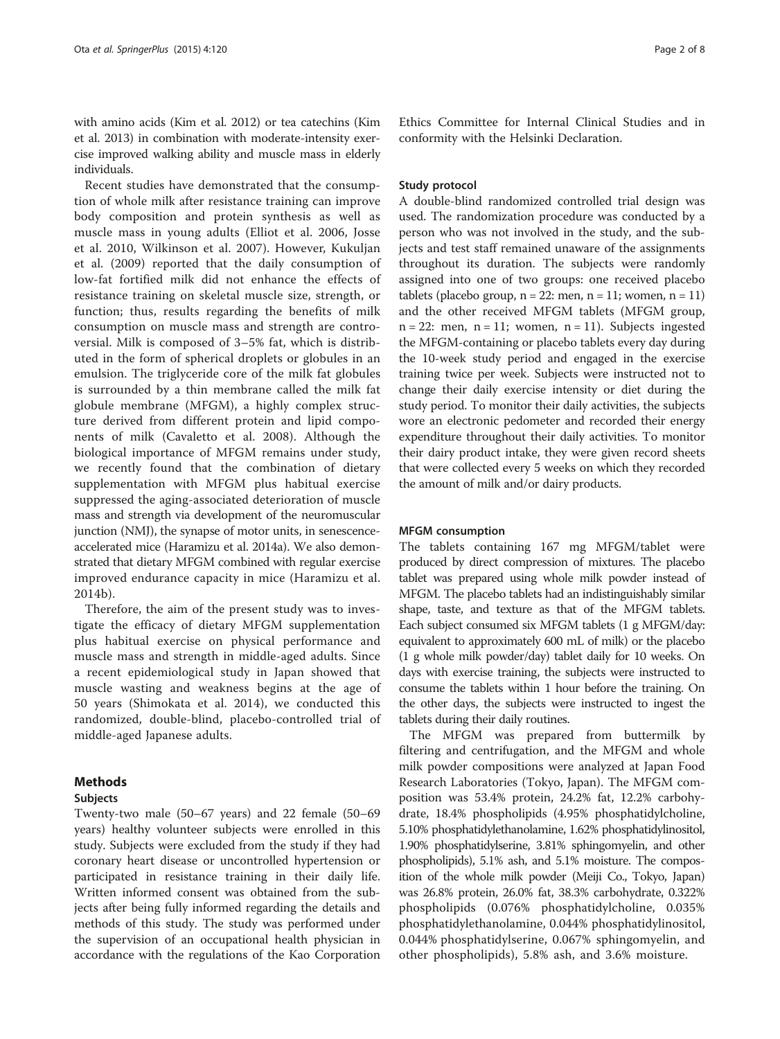with amino acids (Kim et al. 2012) or tea catechins (Kim et al. 2013) in combination with moderate-intensity exercise improved walking ability and muscle mass in elderly individuals.

Recent studies have demonstrated that the consumption of whole milk after resistance training can improve body composition and protein synthesis as well as muscle mass in young adults (Elliot et al. 2006, Josse et al. 2010, Wilkinson et al. 2007). However, Kukuljan et al. (2009) reported that the daily consumption of low-fat fortified milk did not enhance the effects of resistance training on skeletal muscle size, strength, or function; thus, results regarding the benefits of milk consumption on muscle mass and strength are controversial. Milk is composed of 3–5% fat, which is distributed in the form of spherical droplets or globules in an emulsion. The triglyceride core of the milk fat globules is surrounded by a thin membrane called the milk fat globule membrane (MFGM), a highly complex structure derived from different protein and lipid components of milk (Cavaletto et al. 2008). Although the biological importance of MFGM remains under study, we recently found that the combination of dietary supplementation with MFGM plus habitual exercise suppressed the aging-associated deterioration of muscle mass and strength via development of the neuromuscular junction (NMJ), the synapse of motor units, in senescence-accelerated mice (Haramizu et al. 2014a). We also demonstrated that dietary MFGM combined with regular exercise improved endurance capacity in mice (Haramizu et al. 2014b).

Therefore, the aim of the present study was to investigate the efficacy of dietary MFGM supplementation plus habitual exercise on physical performance and muscle mass and strength in middle-aged adults. Since a recent epidemiological study in Japan showed that muscle wasting and weakness begins at the age of 50 years (Shimokata et al. 2014), we conducted this randomized, double-blind, placebo-controlled trial of middle-aged Japanese adults.

## Methods

### Subjects

Twenty-two male (50–67 years) and 22 female (50–69 years) healthy volunteer subjects were enrolled in this study. Subjects were excluded from the study if they had coronary heart disease or uncontrolled hypertension or participated in resistance training in their daily life. Written informed consent was obtained from the subjects after being fully informed regarding the details and methods of this study. The study was performed under the supervision of an occupational health physician in accordance with the regulations of the Kao Corporation Ethics Committee for Internal Clinical Studies and in conformity with the Helsinki Declaration.

### Study protocol

A double-blind randomized controlled trial design was used. The randomization procedure was conducted by a person who was not involved in the study, and the subjects and test staff remained unaware of the assignments throughout its duration. The subjects were randomly assigned into one of two groups: one received placebo tablets (placebo group, n = 22: men, n = 11; women, n = 11) and the other received MFGM tablets (MFGM group, n = 22: men, n = 11; women, n = 11). Subjects ingested the MFGM-containing or placebo tablets every day during the 10-week study period and engaged in the exercise training twice per week. Subjects were instructed not to change their daily exercise intensity or diet during the study period. To monitor their daily activities, the subjects wore an electronic pedometer and recorded their energy expenditure throughout their daily activities. To monitor their dairy product intake, they were given record sheets that were collected every 5 weeks on which they recorded the amount of milk and/or dairy products.

### MFGM consumption

The tablets containing 167 mg MFGM/tablet were produced by direct compression of mixtures. The placebo tablet was prepared using whole milk powder instead of MFGM. The placebo tablets had an indistinguishably similar shape, taste, and texture as that of the MFGM tablets. Each subject consumed six MFGM tablets (1 g MFGM/day: equivalent to approximately 600 mL of milk) or the placebo (1 g whole milk powder/day) tablet daily for 10 weeks. On days with exercise training, the subjects were instructed to consume the tablets within 1 hour before the training. On the other days, the subjects were instructed to ingest the tablets during their daily routines.

The MFGM was prepared from buttermilk by filtering and centrifugation, and the MFGM and whole milk powder compositions were analyzed at Japan Food Research Laboratories (Tokyo, Japan). The MFGM composition was 53.4% protein, 24.2% fat, 12.2% carbohydrate, 18.4% phospholipids (4.95% phosphatidylcholine, 5.10% phosphatidylethanolamine, 1.62% phosphatidylinositol, 1.90% phosphatidylserine, 3.81% sphingomyelin, and other phospholipids), 5.1% ash, and 5.1% moisture. The composition of the whole milk powder (Meiji Co., Tokyo, Japan) was 26.8% protein, 26.0% fat, 38.3% carbohydrate, 0.322% phospholipids (0.076% phosphatidylcholine, 0.035% phosphatidylethanolamine, 0.044% phosphatidylinositol, 0.044% phosphatidylserine, 0.067% sphingomyelin, and other phospholipids), 5.8% ash, and 3.6% moisture.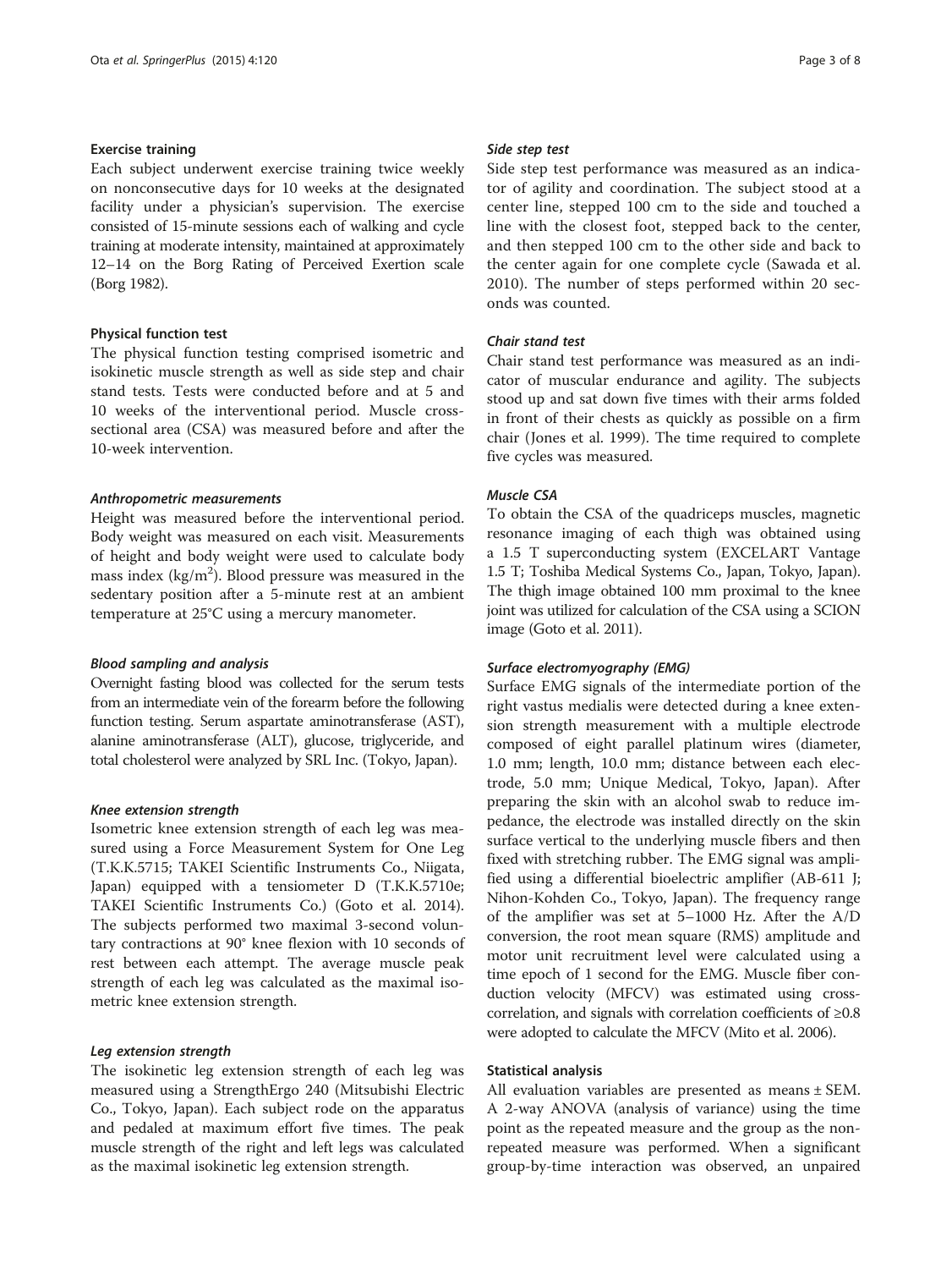### Exercise training

Each subject underwent exercise training twice weekly on nonconsecutive days for 10 weeks at the designated facility under a physician's supervision. The exercise consisted of 15-minute sessions each of walking and cycle training at moderate intensity, maintained at approximately 12–14 on the Borg Rating of Perceived Exertion scale (Borg 1982).

### Physical function test

The physical function testing comprised isometric and isokinetic muscle strength as well as side step and chair stand tests. Tests were conducted before and at 5 and 10 weeks of the interventional period. Muscle cross-sectional area (CSA) was measured before and after the 10-week intervention.

#### *Anthropometric measurements*

Height was measured before the interventional period. Body weight was measured on each visit. Measurements of height and body weight were used to calculate body mass index (kg/m$^2$). Blood pressure was measured in the sedentary position after a 5-minute rest at an ambient temperature at 25°C using a mercury manometer.

#### *Blood sampling and analysis*

Overnight fasting blood was collected for the serum tests from an intermediate vein of the forearm before the following function testing. Serum aspartate aminotransferase (AST), alanine aminotransferase (ALT), glucose, triglyceride, and total cholesterol were analyzed by SRL Inc. (Tokyo, Japan).

#### *Knee extension strength*

Isometric knee extension strength of each leg was measured using a Force Measurement System for One Leg (T.K.K.5715; TAKEI Scientific Instruments Co., Niigata, Japan) equipped with a tensiometer D (T.K.K.5710e; TAKEI Scientific Instruments Co.) (Goto et al. 2014). The subjects performed two maximal 3-second voluntary contractions at 90° knee flexion with 10 seconds of rest between each attempt. The average muscle peak strength of each leg was calculated as the maximal isometric knee extension strength.

#### *Leg extension strength*

The isokinetic leg extension strength of each leg was measured using a StrengthErgo 240 (Mitsubishi Electric Co., Tokyo, Japan). Each subject rode on the apparatus and pedaled at maximum effort five times. The peak muscle strength of the right and left legs was calculated as the maximal isokinetic leg extension strength.

#### *Side step test*

Side step test performance was measured as an indicator of agility and coordination. The subject stood at a center line, stepped 100 cm to the side and touched a line with the closest foot, stepped back to the center, and then stepped 100 cm to the other side and back to the center again for one complete cycle (Sawada et al. 2010). The number of steps performed within 20 seconds was counted.

#### *Chair stand test*

Chair stand test performance was measured as an indicator of muscular endurance and agility. The subjects stood up and sat down five times with their arms folded in front of their chests as quickly as possible on a firm chair (Jones et al. 1999). The time required to complete five cycles was measured.

#### *Muscle CSA*

To obtain the CSA of the quadriceps muscles, magnetic resonance imaging of each thigh was obtained using a 1.5 T superconducting system (EXCELART Vantage 1.5 T; Toshiba Medical Systems Co., Japan, Tokyo, Japan). The thigh image obtained 100 mm proximal to the knee joint was utilized for calculation of the CSA using a SCION image (Goto et al. 2011).

#### *Surface electromyography (EMG)*

Surface EMG signals of the intermediate portion of the right vastus medialis were detected during a knee extension strength measurement with a multiple electrode composed of eight parallel platinum wires (diameter, 1.0 mm; length, 10.0 mm; distance between each electrode, 5.0 mm; Unique Medical, Tokyo, Japan). After preparing the skin with an alcohol swab to reduce impedance, the electrode was installed directly on the skin surface vertical to the underlying muscle fibers and then fixed with stretching rubber. The EMG signal was amplified using a differential bioelectric amplifier (AB-611 J; Nihon-Kohden Co., Tokyo, Japan). The frequency range of the amplifier was set at 5–1000 Hz. After the A/D conversion, the root mean square (RMS) amplitude and motor unit recruitment level were calculated using a time epoch of 1 second for the EMG. Muscle fiber conduction velocity (MFCV) was estimated using cross-correlation, and signals with correlation coefficients of ≥0.8 were adopted to calculate the MFCV (Mito et al. 2006).

### Statistical analysis

All evaluation variables are presented as means ± SEM. A 2-way ANOVA (analysis of variance) using the time point as the repeated measure and the group as the non-repeated measure was performed. When a significant group-by-time interaction was observed, an unpaired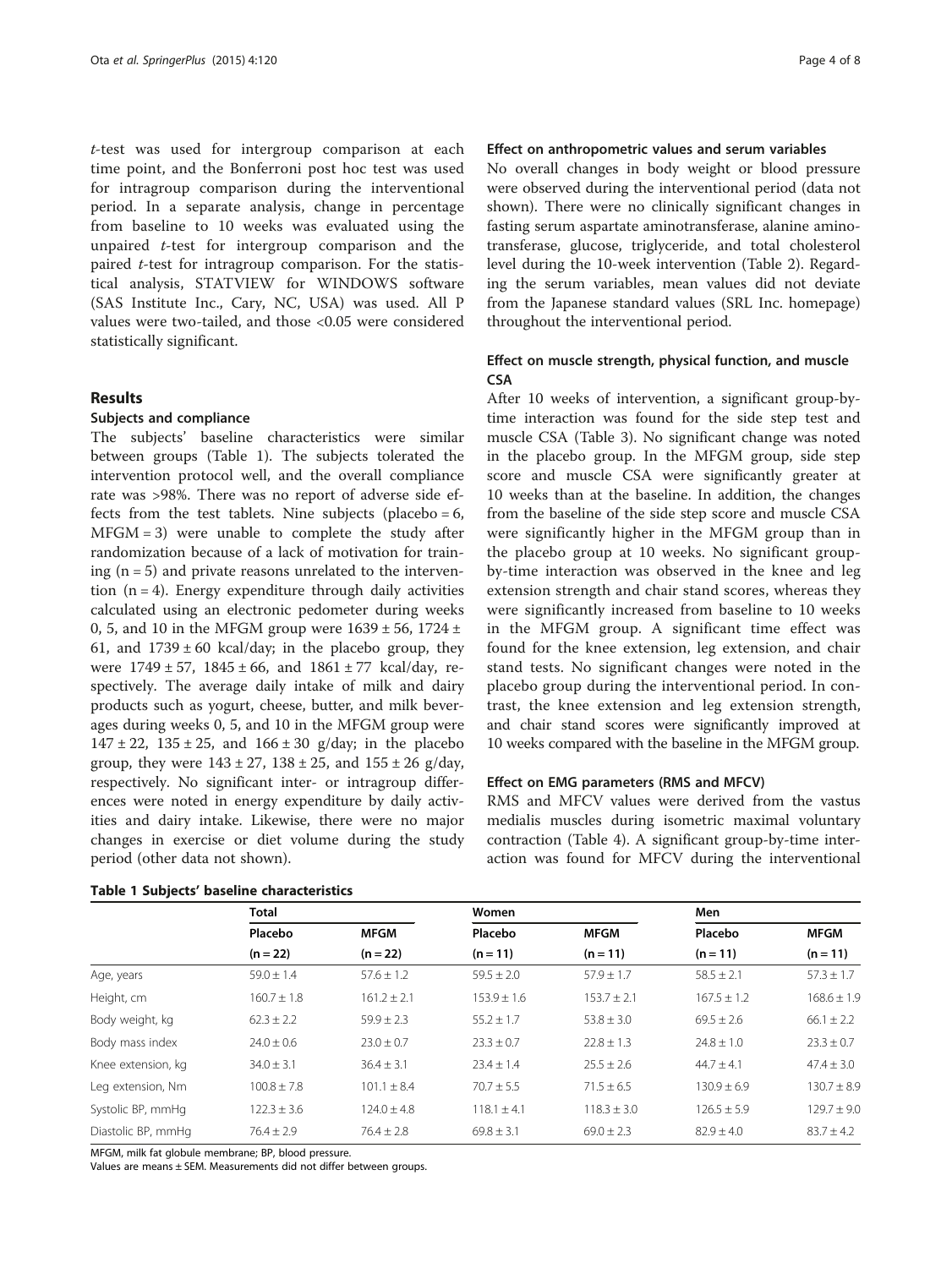*t*-test was used for intergroup comparison at each time point, and the Bonferroni post hoc test was used for intragroup comparison during the interventional period. In a separate analysis, change in percentage from baseline to 10 weeks was evaluated using the unpaired *t*-test for intergroup comparison and the paired *t*-test for intragroup comparison. For the statistical analysis, STATVIEW for WINDOWS software (SAS Institute Inc., Cary, NC, USA) was used. All P values were two-tailed, and those <0.05 were considered statistically significant.

## Results

### Subjects and compliance

The subjects' baseline characteristics were similar between groups (Table 1). The subjects tolerated the intervention protocol well, and the overall compliance rate was >98%. There was no report of adverse side effects from the test tablets. Nine subjects (placebo = 6, MFGM = 3) were unable to complete the study after randomization because of a lack of motivation for training (n = 5) and private reasons unrelated to the intervention (n = 4). Energy expenditure through daily activities calculated using an electronic pedometer during weeks 0, 5, and 10 in the MFGM group were 1639 ± 56, 1724 ± 61, and 1739 ± 60 kcal/day; in the placebo group, they were 1749 ± 57, 1845 ± 66, and 1861 ± 77 kcal/day, respectively. The average daily intake of milk and dairy products such as yogurt, cheese, butter, and milk beverages during weeks 0, 5, and 10 in the MFGM group were 147 ± 22, 135 ± 25, and 166 ± 30 g/day; in the placebo group, they were 143 ± 27, 138 ± 25, and 155 ± 26 g/day, respectively. No significant inter- or intragroup differences were noted in energy expenditure by daily activities and dairy intake. Likewise, there were no major changes in exercise or diet volume during the study period (other data not shown).

### Effect on anthropometric values and serum variables

No overall changes in body weight or blood pressure were observed during the interventional period (data not shown). There were no clinically significant changes in fasting serum aspartate aminotransferase, alanine aminotransferase, glucose, triglyceride, and total cholesterol level during the 10-week intervention (Table 2). Regarding the serum variables, mean values did not deviate from the Japanese standard values (SRL Inc. homepage) throughout the interventional period.

### Effect on muscle strength, physical function, and muscle CSA

After 10 weeks of intervention, a significant group-by-time interaction was found for the side step test and muscle CSA (Table 3). No significant change was noted in the placebo group. In the MFGM group, side step score and muscle CSA were significantly greater at 10 weeks than at the baseline. In addition, the changes from the baseline of the side step score and muscle CSA were significantly higher in the MFGM group than in the placebo group at 10 weeks. No significant group-by-time interaction was observed in the knee and leg extension strength and chair stand scores, whereas they were significantly increased from baseline to 10 weeks in the MFGM group. A significant time effect was found for the knee extension, leg extension, and chair stand tests. No significant changes were noted in the placebo group during the interventional period. In contrast, the knee extension and leg extension strength, and chair stand scores were significantly improved at 10 weeks compared with the baseline in the MFGM group.

### Effect on EMG parameters (RMS and MFCV)

RMS and MFCV values were derived from the vastus medialis muscles during isometric maximal voluntary contraction (Table 4). A significant group-by-time interaction was found for MFCV during the interventional

**Table 1 Subjects' baseline characteristics**

| | Total | | Women | | Men | |
|---|---|---|---|---|---|---|
| | Placebo (n = 22) | MFGM (n = 22) | Placebo (n = 11) | MFGM (n = 11) | Placebo (n = 11) | MFGM (n = 11) |
| Age, years | 59.0 ± 1.4 | 57.6 ± 1.2 | 59.5 ± 2.0 | 57.9 ± 1.7 | 58.5 ± 2.1 | 57.3 ± 1.7 |
| Height, cm | 160.7 ± 1.8 | 161.2 ± 2.1 | 153.9 ± 1.6 | 153.7 ± 2.1 | 167.5 ± 1.2 | 168.6 ± 1.9 |
| Body weight, kg | 62.3 ± 2.2 | 59.9 ± 2.3 | 55.2 ± 1.7 | 53.8 ± 3.0 | 69.5 ± 2.6 | 66.1 ± 2.2 |
| Body mass index | 24.0 ± 0.6 | 23.0 ± 0.7 | 23.3 ± 0.7 | 22.8 ± 1.3 | 24.8 ± 1.0 | 23.3 ± 0.7 |
| Knee extension, kg | 34.0 ± 3.1 | 36.4 ± 3.1 | 23.4 ± 1.4 | 25.5 ± 2.6 | 44.7 ± 4.1 | 47.4 ± 3.0 |
| Leg extension, Nm | 100.8 ± 7.8 | 101.1 ± 8.4 | 70.7 ± 5.5 | 71.5 ± 6.5 | 130.9 ± 6.9 | 130.7 ± 8.9 |
| Systolic BP, mmHg | 122.3 ± 3.6 | 124.0 ± 4.8 | 118.1 ± 4.1 | 118.3 ± 3.0 | 126.5 ± 5.9 | 129.7 ± 9.0 |
| Diastolic BP, mmHg | 76.4 ± 2.9 | 76.4 ± 2.8 | 69.8 ± 3.1 | 69.0 ± 2.3 | 82.9 ± 4.0 | 83.7 ± 4.2 |

MFGM, milk fat globule membrane; BP, blood pressure.
Values are means ± SEM. Measurements did not differ between groups.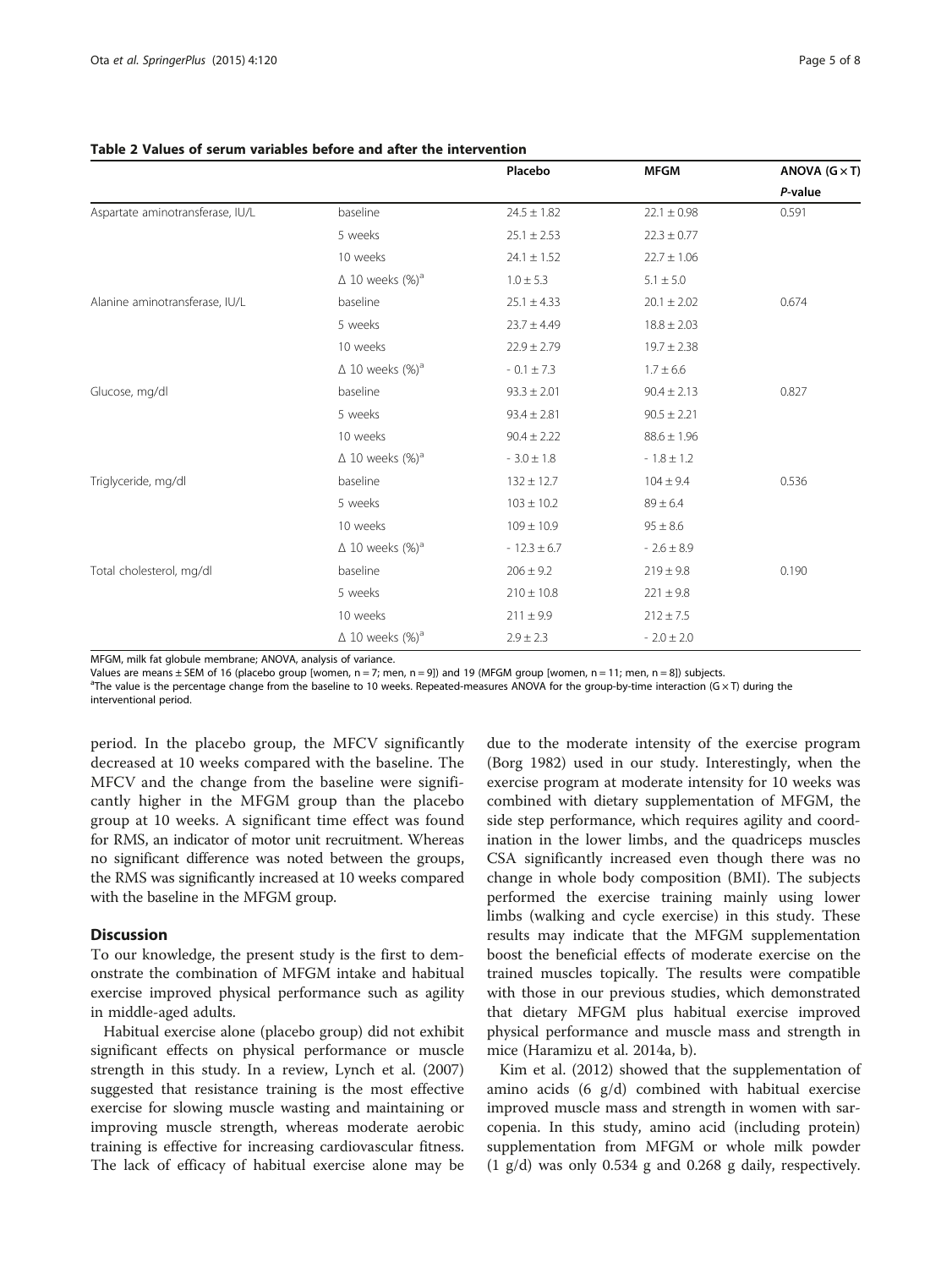**Table 2 Values of serum variables before and after the intervention**

| | | Placebo | MFGM | ANOVA (G × T) *P*-value |
|---|---|---|---|---|
| Aspartate aminotransferase, IU/L | baseline | 24.5 ± 1.82 | 22.1 ± 0.98 | 0.591 |
| | 5 weeks | 25.1 ± 2.53 | 22.3 ± 0.77 | |
| | 10 weeks | 24.1 ± 1.52 | 22.7 ± 1.06 | |
| | Δ 10 weeks (%)[a] | 1.0 ± 5.3 | 5.1 ± 5.0 | |
| Alanine aminotransferase, IU/L | baseline | 25.1 ± 4.33 | 20.1 ± 2.02 | 0.674 |
| | 5 weeks | 23.7 ± 4.49 | 18.8 ± 2.03 | |
| | 10 weeks | 22.9 ± 2.79 | 19.7 ± 2.38 | |
| | Δ 10 weeks (%)[a] | - 0.1 ± 7.3 | 1.7 ± 6.6 | |
| Glucose, mg/dl | baseline | 93.3 ± 2.01 | 90.4 ± 2.13 | 0.827 |
| | 5 weeks | 93.4 ± 2.81 | 90.5 ± 2.21 | |
| | 10 weeks | 90.4 ± 2.22 | 88.6 ± 1.96 | |
| | Δ 10 weeks (%)[a] | - 3.0 ± 1.8 | - 1.8 ± 1.2 | |
| Triglyceride, mg/dl | baseline | 132 ± 12.7 | 104 ± 9.4 | 0.536 |
| | 5 weeks | 103 ± 10.2 | 89 ± 6.4 | |
| | 10 weeks | 109 ± 10.9 | 95 ± 8.6 | |
| | Δ 10 weeks (%)[a] | - 12.3 ± 6.7 | - 2.6 ± 8.9 | |
| Total cholesterol, mg/dl | baseline | 206 ± 9.2 | 219 ± 9.8 | 0.190 |
| | 5 weeks | 210 ± 10.8 | 221 ± 9.8 | |
| | 10 weeks | 211 ± 9.9 | 212 ± 7.5 | |
| | Δ 10 weeks (%)[a] | 2.9 ± 2.3 | - 2.0 ± 2.0 | |

MFGM, milk fat globule membrane; ANOVA, analysis of variance.
Values are means ± SEM of 16 (placebo group [women, n = 7; men, n = 9]) and 19 (MFGM group [women, n = 11; men, n = 8]) subjects.
[a]The value is the percentage change from the baseline to 10 weeks. Repeated-measures ANOVA for the group-by-time interaction (G × T) during the interventional period.

period. In the placebo group, the MFCV significantly decreased at 10 weeks compared with the baseline. The MFCV and the change from the baseline were significantly higher in the MFGM group than the placebo group at 10 weeks. A significant time effect was found for RMS, an indicator of motor unit recruitment. Whereas no significant difference was noted between the groups, the RMS was significantly increased at 10 weeks compared with the baseline in the MFGM group.

## Discussion

To our knowledge, the present study is the first to demonstrate the combination of MFGM intake and habitual exercise improved physical performance such as agility in middle-aged adults.

Habitual exercise alone (placebo group) did not exhibit significant effects on physical performance or muscle strength in this study. In a review, Lynch et al. (2007) suggested that resistance training is the most effective exercise for slowing muscle wasting and maintaining or improving muscle strength, whereas moderate aerobic training is effective for increasing cardiovascular fitness. The lack of efficacy of habitual exercise alone may be due to the moderate intensity of the exercise program (Borg 1982) used in our study. Interestingly, when the exercise program at moderate intensity for 10 weeks was combined with dietary supplementation of MFGM, the side step performance, which requires agility and coordination in the lower limbs, and the quadriceps muscles CSA significantly increased even though there was no change in whole body composition (BMI). The subjects performed the exercise training mainly using lower limbs (walking and cycle exercise) in this study. These results may indicate that the MFGM supplementation boost the beneficial effects of moderate exercise on the trained muscles topically. The results were compatible with those in our previous studies, which demonstrated that dietary MFGM plus habitual exercise improved physical performance and muscle mass and strength in mice (Haramizu et al. 2014a, b).

Kim et al. (2012) showed that the supplementation of amino acids (6 g/d) combined with habitual exercise improved muscle mass and strength in women with sarcopenia. In this study, amino acid (including protein) supplementation from MFGM or whole milk powder (1 g/d) was only 0.534 g and 0.268 g daily, respectively.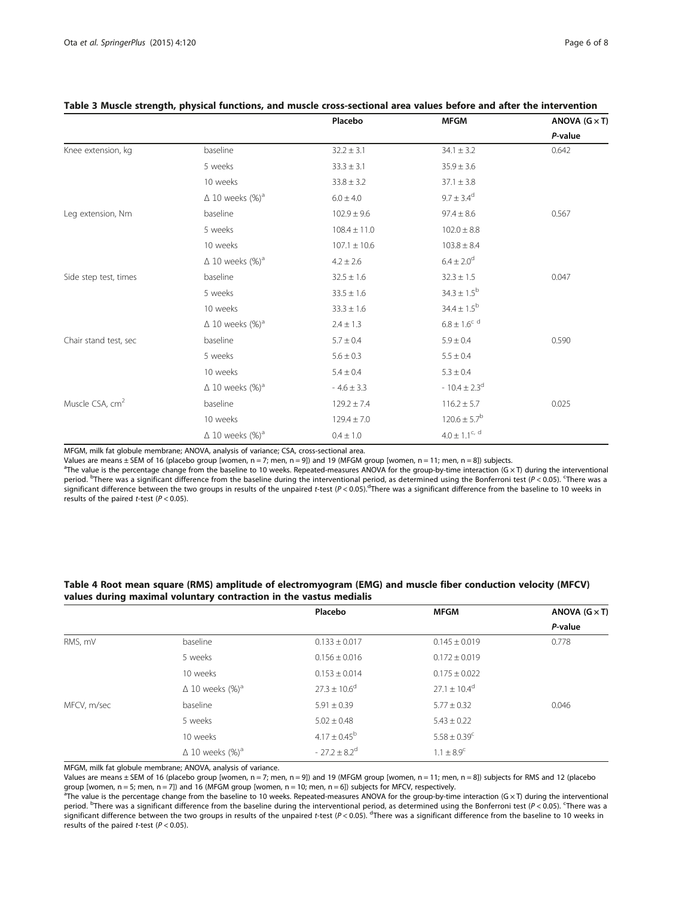**Table 3 Muscle strength, physical functions, and muscle cross-sectional area values before and after the intervention**

| | | Placebo | MFGM | ANOVA (G × T) |
|---|---|---|---|---|
| | | | | *P*-value |
| Knee extension, kg | baseline | 32.2 ± 3.1 | 34.1 ± 3.2 | 0.642 |
| | 5 weeks | 33.3 ± 3.1 | 35.9 ± 3.6 | |
| | 10 weeks | 33.8 ± 3.2 | 37.1 ± 3.8 | |
| | Δ 10 weeks (%)[a] | 6.0 ± 4.0 | 9.7 ± 3.4[d] | |
| Leg extension, Nm | baseline | 102.9 ± 9.6 | 97.4 ± 8.6 | 0.567 |
| | 5 weeks | 108.4 ± 11.0 | 102.0 ± 8.8 | |
| | 10 weeks | 107.1 ± 10.6 | 103.8 ± 8.4 | |
| | Δ 10 weeks (%)[a] | 4.2 ± 2.6 | 6.4 ± 2.0[d] | |
| Side step test, times | baseline | 32.5 ± 1.6 | 32.3 ± 1.5 | 0.047 |
| | 5 weeks | 33.5 ± 1.6 | 34.3 ± 1.5[b] | |
| | 10 weeks | 33.3 ± 1.6 | 34.4 ± 1.5[b] | |
| | Δ 10 weeks (%)[a] | 2.4 ± 1.3 | 6.8 ± 1.6[c d] | |
| Chair stand test, sec | baseline | 5.7 ± 0.4 | 5.9 ± 0.4 | 0.590 |
| | 5 weeks | 5.6 ± 0.3 | 5.5 ± 0.4 | |
| | 10 weeks | 5.4 ± 0.4 | 5.3 ± 0.4 | |
| | Δ 10 weeks (%)[a] | - 4.6 ± 3.3 | - 10.4 ± 2.3[d] | |
| Muscle CSA, $cm^2$ | baseline | 129.2 ± 7.4 | 116.2 ± 5.7 | 0.025 |
| | 10 weeks | 129.4 ± 7.0 | 120.6 ± 5.7[b] | |
| | Δ 10 weeks (%)[a] | 0.4 ± 1.0 | 4.0 ± 1.1[c, d] | |

MFGM, milk fat globule membrane; ANOVA, analysis of variance; CSA, cross-sectional area.

Values are means ± SEM of 16 (placebo group [women, n = 7; men, n = 9]) and 19 (MFGM group [women, n = 11; men, n = 8]) subjects.

[a]The value is the percentage change from the baseline to 10 weeks. Repeated-measures ANOVA for the group-by-time interaction (G × T) during the interventional period. [b]There was a significant difference from the baseline during the interventional period, as determined using the Bonferroni test ($P < 0.05$). [c]There was a significant difference between the two groups in results of the unpaired *t*-test ($P < 0.05$). [d]There was a significant difference from the baseline to 10 weeks in results of the paired *t*-test ($P < 0.05$).

**Table 4 Root mean square (RMS) amplitude of electromyogram (EMG) and muscle fiber conduction velocity (MFCV) values during maximal voluntary contraction in the vastus medialis**

| | | Placebo | MFGM | ANOVA (G × T) |
|---|---|---|---|---|
| | | | | *P*-value |
| RMS, mV | baseline | 0.133 ± 0.017 | 0.145 ± 0.019 | 0.778 |
| | 5 weeks | 0.156 ± 0.016 | 0.172 ± 0.019 | |
| | 10 weeks | 0.153 ± 0.014 | 0.175 ± 0.022 | |
| | Δ 10 weeks (%)[a] | 27.3 ± 10.6[d] | 27.1 ± 10.4[d] | |
| MFCV, m/sec | baseline | 5.91 ± 0.39 | 5.77 ± 0.32 | 0.046 |
| | 5 weeks | 5.02 ± 0.48 | 5.43 ± 0.22 | |
| | 10 weeks | 4.17 ± 0.45[b] | 5.58 ± 0.39[c] | |
| | Δ 10 weeks (%)[a] | - 27.2 ± 8.2[d] | 1.1 ± 8.9[c] | |

MFGM, milk fat globule membrane; ANOVA, analysis of variance.

Values are means ± SEM of 16 (placebo group [women, n = 7; men, n = 9]) and 19 (MFGM group [women, n = 11; men, n = 8]) subjects for RMS and 12 (placebo group [women, n = 5; men, n = 7]) and 16 (MFGM group [women, n = 10; men, n = 6]) subjects for MFCV, respectively.

[a]The value is the percentage change from the baseline to 10 weeks. Repeated-measures ANOVA for the group-by-time interaction (G × T) during the interventional period. [b]There was a significant difference from the baseline during the interventional period, as determined using the Bonferroni test ($P < 0.05$). [c]There was a significant difference between the two groups in results of the unpaired *t*-test ($P < 0.05$). [d]There was a significant difference from the baseline to 10 weeks in results of the paired *t*-test ($P < 0.05$).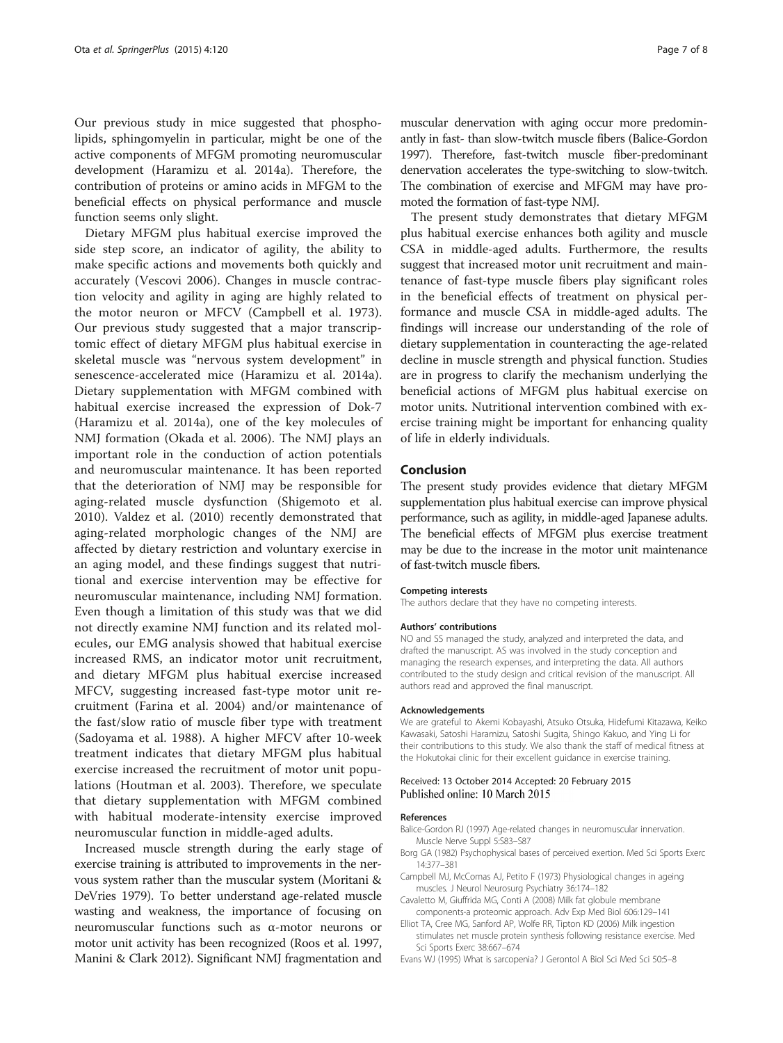Our previous study in mice suggested that phospholipids, sphingomyelin in particular, might be one of the active components of MFGM promoting neuromuscular development (Haramizu et al. 2014a). Therefore, the contribution of proteins or amino acids in MFGM to the beneficial effects on physical performance and muscle function seems only slight.

Dietary MFGM plus habitual exercise improved the side step score, an indicator of agility, the ability to make specific actions and movements both quickly and accurately (Vescovi 2006). Changes in muscle contraction velocity and agility in aging are highly related to the motor neuron or MFCV (Campbell et al. 1973). Our previous study suggested that a major transcriptomic effect of dietary MFGM plus habitual exercise in skeletal muscle was "nervous system development" in senescence-accelerated mice (Haramizu et al. 2014a). Dietary supplementation with MFGM combined with habitual exercise increased the expression of Dok-7 (Haramizu et al. 2014a), one of the key molecules of NMJ formation (Okada et al. 2006). The NMJ plays an important role in the conduction of action potentials and neuromuscular maintenance. It has been reported that the deterioration of NMJ may be responsible for aging-related muscle dysfunction (Shigemoto et al. 2010). Valdez et al. (2010) recently demonstrated that aging-related morphologic changes of the NMJ are affected by dietary restriction and voluntary exercise in an aging model, and these findings suggest that nutritional and exercise intervention may be effective for neuromuscular maintenance, including NMJ formation. Even though a limitation of this study was that we did not directly examine NMJ function and its related molecules, our EMG analysis showed that habitual exercise increased RMS, an indicator motor unit recruitment, and dietary MFGM plus habitual exercise increased MFCV, suggesting increased fast-type motor unit recruitment (Farina et al. 2004) and/or maintenance of the fast/slow ratio of muscle fiber type with treatment (Sadoyama et al. 1988). A higher MFCV after 10-week treatment indicates that dietary MFGM plus habitual exercise increased the recruitment of motor unit populations (Houtman et al. 2003). Therefore, we speculate that dietary supplementation with MFGM combined with habitual moderate-intensity exercise improved neuromuscular function in middle-aged adults.

Increased muscle strength during the early stage of exercise training is attributed to improvements in the nervous system rather than the muscular system (Moritani & DeVries 1979). To better understand age-related muscle wasting and weakness, the importance of focusing on neuromuscular functions such as α-motor neurons or motor unit activity has been recognized (Roos et al. 1997, Manini & Clark 2012). Significant NMJ fragmentation and muscular denervation with aging occur more predominantly in fast- than slow-twitch muscle fibers (Balice-Gordon 1997). Therefore, fast-twitch muscle fiber-predominant denervation accelerates the type-switching to slow-twitch. The combination of exercise and MFGM may have promoted the formation of fast-type NMJ.

The present study demonstrates that dietary MFGM plus habitual exercise enhances both agility and muscle CSA in middle-aged adults. Furthermore, the results suggest that increased motor unit recruitment and maintenance of fast-type muscle fibers play significant roles in the beneficial effects of treatment on physical performance and muscle CSA in middle-aged adults. The findings will increase our understanding of the role of dietary supplementation in counteracting the age-related decline in muscle strength and physical function. Studies are in progress to clarify the mechanism underlying the beneficial actions of MFGM plus habitual exercise on motor units. Nutritional intervention combined with exercise training might be important for enhancing quality of life in elderly individuals.

## Conclusion

The present study provides evidence that dietary MFGM supplementation plus habitual exercise can improve physical performance, such as agility, in middle-aged Japanese adults. The beneficial effects of MFGM plus exercise treatment may be due to the increase in the motor unit maintenance of fast-twitch muscle fibers.

#### Competing interests

The authors declare that they have no competing interests.

#### Authors' contributions

NO and SS managed the study, analyzed and interpreted the data, and drafted the manuscript. AS was involved in the study conception and managing the research expenses, and interpreting the data. All authors contributed to the study design and critical revision of the manuscript. All authors read and approved the final manuscript.

#### Acknowledgements

We are grateful to Akemi Kobayashi, Atsuko Otsuka, Hidefumi Kitazawa, Keiko Kawasaki, Satoshi Haramizu, Satoshi Sugita, Shingo Kakuo, and Ying Li for their contributions to this study. We also thank the staff of medical fitness at the Hokutokai clinic for their excellent guidance in exercise training.

Received: 13 October 2014 Accepted: 20 February 2015
Published online: 10 March 2015

#### References

- Balice-Gordon RJ (1997) Age-related changes in neuromuscular innervation. Muscle Nerve Suppl 5:S83–S87
- Borg GA (1982) Psychophysical bases of perceived exertion. Med Sci Sports Exerc 14:377–381
- Campbell MJ, McComas AJ, Petito F (1973) Physiological changes in ageing muscles. J Neurol Neurosurg Psychiatry 36:174–182
- Cavaletto M, Giuffrida MG, Conti A (2008) Milk fat globule membrane components-a proteomic approach. Adv Exp Med Biol 606:129–141
- Elliot TA, Cree MG, Sanford AP, Wolfe RR, Tipton KD (2006) Milk ingestion stimulates net muscle protein synthesis following resistance exercise. Med Sci Sports Exerc 38:667–674
- Evans WJ (1995) What is sarcopenia? J Gerontol A Biol Sci Med Sci 50:5–8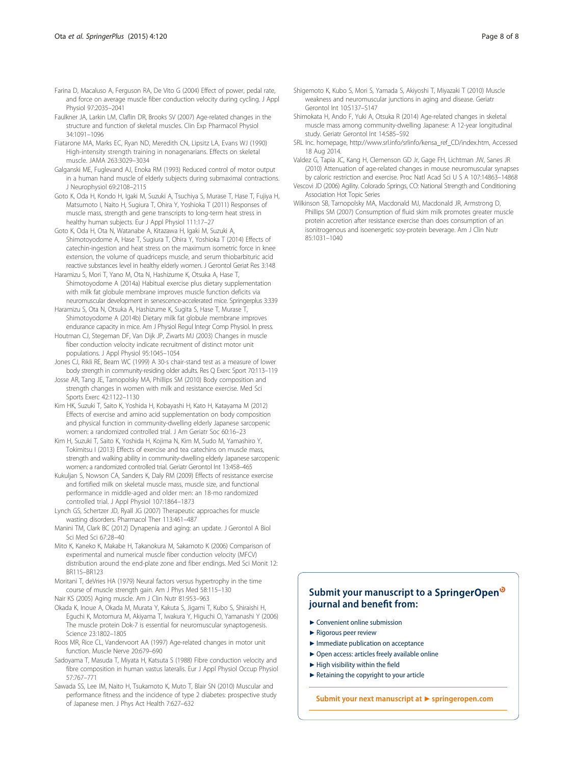Farina D, Macaluso A, Ferguson RA, De Vito G (2004) Effect of power, pedal rate, and force on average muscle fiber conduction velocity during cycling. J Appl Physiol 97:2035–2041

Faulkner JA, Larkin LM, Claflin DR, Brooks SV (2007) Age-related changes in the structure and function of skeletal muscles. Clin Exp Pharmacol Physiol 34:1091–1096

Fiatarone MA, Marks EC, Ryan ND, Meredith CN, Lipsitz LA, Evans WJ (1990) High-intensity strength training in nonagenarians. Effects on skeletal muscle. JAMA 263:3029–3034

Galganski ME, Fuglevand AJ, Enoka RM (1993) Reduced control of motor output in a human hand muscle of elderly subjects during submaximal contractions. J Neurophysiol 69:2108–2115

Goto K, Oda H, Kondo H, Igaki M, Suzuki A, Tsuchiya S, Murase T, Hase T, Fujiya H, Matsumoto I, Naito H, Sugiura T, Ohira Y, Yoshioka T (2011) Responses of muscle mass, strength and gene transcripts to long-term heat stress in healthy human subjects. Eur J Appl Physiol 111:17–27

Goto K, Oda H, Ota N, Watanabe A, Kitazawa H, Igaki M, Suzuki A, Shimotoyodome A, Hase T, Sugiura T, Ohira Y, Yoshioka T (2014) Effects of catechin-ingestion and heat stress on the maximum isometric force in knee extension, the volume of quadriceps muscle, and serum thiobarbituric acid reactive substances level in healthy elderly women. J Gerontol Geriat Res 3:148

Haramizu S, Mori T, Yano M, Ota N, Hashizume K, Otsuka A, Hase T, Shimotoyodome A (2014a) Habitual exercise plus dietary supplementation with milk fat globule membrane improves muscle function deficits via neuromuscular development in senescence-accelerated mice. Springerplus 3:339

Haramizu S, Ota N, Otsuka A, Hashizume K, Sugita S, Hase T, Murase T, Shimotoyodome A (2014b) Dietary milk fat globule membrane improves endurance capacity in mice. Am J Physiol Regul Integr Comp Physiol. In press.

Houtman CJ, Stegeman DF, Van Dijk JP, Zwarts MJ (2003) Changes in muscle fiber conduction velocity indicate recruitment of distinct motor unit populations. J Appl Physiol 95:1045–1054

Jones CJ, Rikli RE, Beam WC (1999) A 30-s chair-stand test as a measure of lower body strength in community-residing older adults. Res Q Exerc Sport 70:113–119

Josse AR, Tang JE, Tarnopolsky MA, Phillips SM (2010) Body composition and strength changes in women with milk and resistance exercise. Med Sci Sports Exerc 42:1122–1130

Kim HK, Suzuki T, Saito K, Yoshida H, Kobayashi H, Kato H, Katayama M (2012) Effects of exercise and amino acid supplementation on body composition and physical function in community-dwelling elderly Japanese sarcopenic women: a randomized controlled trial. J Am Geriatr Soc 60:16–23

Kim H, Suzuki T, Saito K, Yoshida H, Kojima N, Kim M, Sudo M, Yamashiro Y, Tokimitsu I (2013) Effects of exercise and tea catechins on muscle mass, strength and walking ability in community-dwelling elderly Japanese sarcopenic women: a randomized controlled trial. Geriatr Gerontol Int 13:458–465

Kukuljan S, Nowson CA, Sanders K, Daly RM (2009) Effects of resistance exercise and fortified milk on skeletal muscle mass, muscle size, and functional performance in middle-aged and older men: an 18-mo randomized controlled trial. J Appl Physiol 107:1864–1873

Lynch GS, Schertzer JD, Ryall JG (2007) Therapeutic approaches for muscle wasting disorders. Pharmacol Ther 113:461–487

Manini TM, Clark BC (2012) Dynapenia and aging: an update. J Gerontol A Biol Sci Med Sci 67:28–40

Mito K, Kaneko K, Makabe H, Takanokura M, Sakamoto K (2006) Comparison of experimental and numerical muscle fiber conduction velocity (MFCV) distribution around the end-plate zone and fiber endings. Med Sci Monit 12: BR115–BR123

Moritani T, deVries HA (1979) Neural factors versus hypertrophy in the time course of muscle strength gain. Am J Phys Med 58:115–130

Nair KS (2005) Aging muscle. Am J Clin Nutr 81:953–963

Okada K, Inoue A, Okada M, Murata Y, Kakuta S, Jigami T, Kubo S, Shiraishi H, Eguchi K, Motomura M, Akiyama T, Iwakura Y, Higuchi O, Yamanashi Y (2006) The muscle protein Dok-7 is essential for neuromuscular synaptogenesis. Science 23:1802–1805

Roos MR, Rice CL, Vandervoort AA (1997) Age-related changes in motor unit function. Muscle Nerve 20:679–690

Sadoyama T, Masuda T, Miyata H, Katsuta S (1988) Fibre conduction velocity and fibre composition in human vastus lateralis. Eur J Appl Physiol Occup Physiol 57:767–771

Sawada SS, Lee IM, Naito H, Tsukamoto K, Muto T, Blair SN (2010) Muscular and performance fitness and the incidence of type 2 diabetes: prospective study of Japanese men. J Phys Act Health 7:627–632

Shigemoto K, Kubo S, Mori S, Yamada S, Akiyoshi T, Miyazaki T (2010) Muscle weakness and neuromuscular junctions in aging and disease. Geriatr Gerontol Int 10:S137–S147

Shimokata H, Ando F, Yuki A, Otsuka R (2014) Age-related changes in skeletal muscle mass among community-dwelling Japanese: A 12-year longitudinal study. Geriatr Gerontol Int 14:S85–S92

SRL Inc. homepage, http://www.srl.info/srlinfo/kensa_ref_CD/index.htm, Accessed 18 Aug 2014.

Valdez G, Tapia JC, Kang H, Clemenson GD Jr, Gage FH, Lichtman JW, Sanes JR (2010) Attenuation of age-related changes in mouse neuromuscular synapses by caloric restriction and exercise. Proc Natl Acad Sci U S A 107:14863–14868

Vescovi JD (2006) Agility. Colorado Springs, CO: National Strength and Conditioning Association Hot Topic Series

Wilkinson SB, Tarnopolsky MA, Macdonald MJ, Macdonald JR, Armstrong D, Phillips SM (2007) Consumption of fluid skim milk promotes greater muscle protein accretion after resistance exercise than does consumption of an isonitrogenous and isoenergetic soy-protein beverage. Am J Clin Nutr 85:1031–1040

**Submit your manuscript to a SpringerOpen journal and benefit from:**

- ► Convenient online submission
- ► Rigorous peer review
- ► Immediate publication on acceptance
- ► Open access: articles freely available online
- ► High visibility within the field
- ► Retaining the copyright to your article

**Submit your next manuscript at ► springeropen.com**